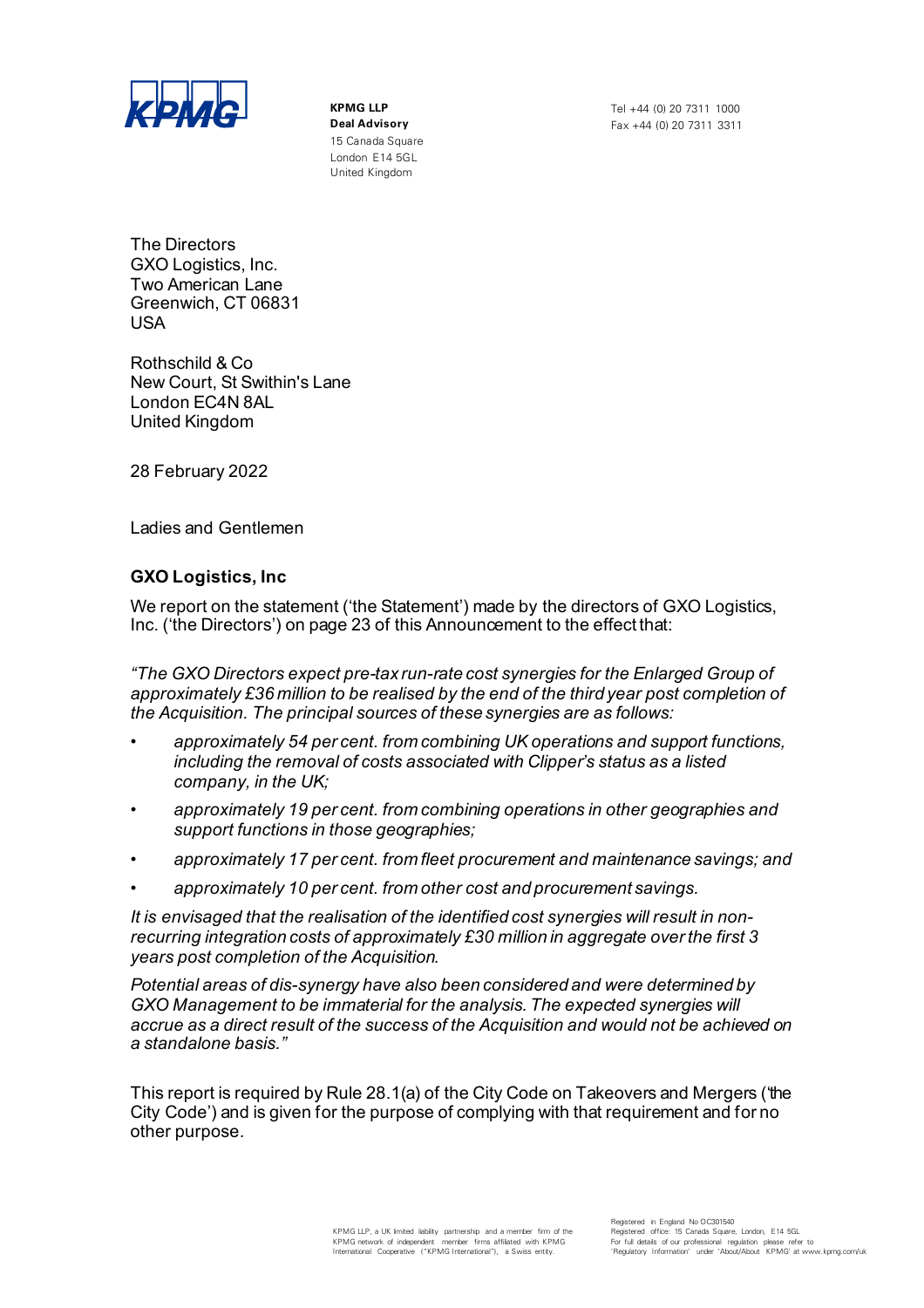KPMG LLP
**Deal Advisory**
15 Canada Square
London E14 5GL
United Kingdom

Tel +44 (0) 20 7311 1000
Fax +44 (0) 20 7311 3311

The Directors
GXO Logistics, Inc.
Two American Lane
Greenwich, CT 06831
USA

Rothschild & Co
New Court, St Swithin's Lane
London EC4N 8AL
United Kingdom

28 February 2022

Ladies and Gentlemen

**GXO Logistics, Inc**

We report on the statement ('the Statement') made by the directors of GXO Logistics, Inc. ('the Directors') on page 23 of this Announcement to the effect that:

*"The GXO Directors expect pre-tax run-rate cost synergies for the Enlarged Group of approximately £36 million to be realised by the end of the third year post completion of the Acquisition. The principal sources of these synergies are as follows:*

- *approximately 54 per cent. from combining UK operations and support functions, including the removal of costs associated with Clipper's status as a listed company, in the UK;*
- *approximately 19 per cent. from combining operations in other geographies and support functions in those geographies;*
- *approximately 17 per cent. from fleet procurement and maintenance savings; and*
- *approximately 10 per cent. from other cost and procurement savings.*

*It is envisaged that the realisation of the identified cost synergies will result in non-recurring integration costs of approximately £30 million in aggregate over the first 3 years post completion of the Acquisition.*

*Potential areas of dis-synergy have also been considered and were determined by GXO Management to be immaterial for the analysis. The expected synergies will accrue as a direct result of the success of the Acquisition and would not be achieved on a standalone basis."*

This report is required by Rule 28.1(a) of the City Code on Takeovers and Mergers ('the City Code') and is given for the purpose of complying with that requirement and for no other purpose.

KPMG LLP, a UK limited liability partnership and a member firm of the KPMG network of independent member firms affiliated with KPMG International Cooperative ("KPMG International"), a Swiss entity.

Registered in England No OC301540
Registered office: 15 Canada Square, London, E14 5GL
For full details of our professional regulation please refer to 'Regulatory Information' under 'About/About KPMG' at www.kpmg.com/uk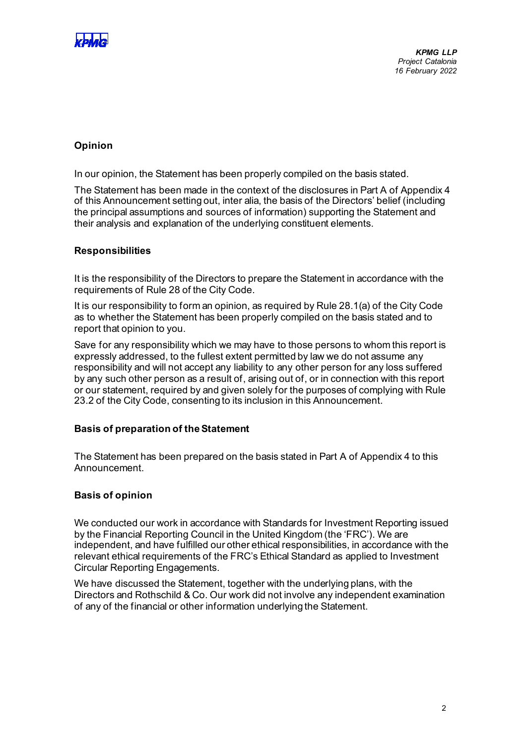## Opinion

In our opinion, the Statement has been properly compiled on the basis stated.

The Statement has been made in the context of the disclosures in Part A of Appendix 4 of this Announcement setting out, inter alia, the basis of the Directors' belief (including the principal assumptions and sources of information) supporting the Statement and their analysis and explanation of the underlying constituent elements.

## Responsibilities

It is the responsibility of the Directors to prepare the Statement in accordance with the requirements of Rule 28 of the City Code.

It is our responsibility to form an opinion, as required by Rule 28.1(a) of the City Code as to whether the Statement has been properly compiled on the basis stated and to report that opinion to you.

Save for any responsibility which we may have to those persons to whom this report is expressly addressed, to the fullest extent permitted by law we do not assume any responsibility and will not accept any liability to any other person for any loss suffered by any such other person as a result of, arising out of, or in connection with this report or our statement, required by and given solely for the purposes of complying with Rule 23.2 of the City Code, consenting to its inclusion in this Announcement.

## Basis of preparation of the Statement

The Statement has been prepared on the basis stated in Part A of Appendix 4 to this Announcement.

## Basis of opinion

We conducted our work in accordance with Standards for Investment Reporting issued by the Financial Reporting Council in the United Kingdom (the 'FRC'). We are independent, and have fulfilled our other ethical responsibilities, in accordance with the relevant ethical requirements of the FRC's Ethical Standard as applied to Investment Circular Reporting Engagements.

We have discussed the Statement, together with the underlying plans, with the Directors and Rothschild & Co. Our work did not involve any independent examination of any of the financial or other information underlying the Statement.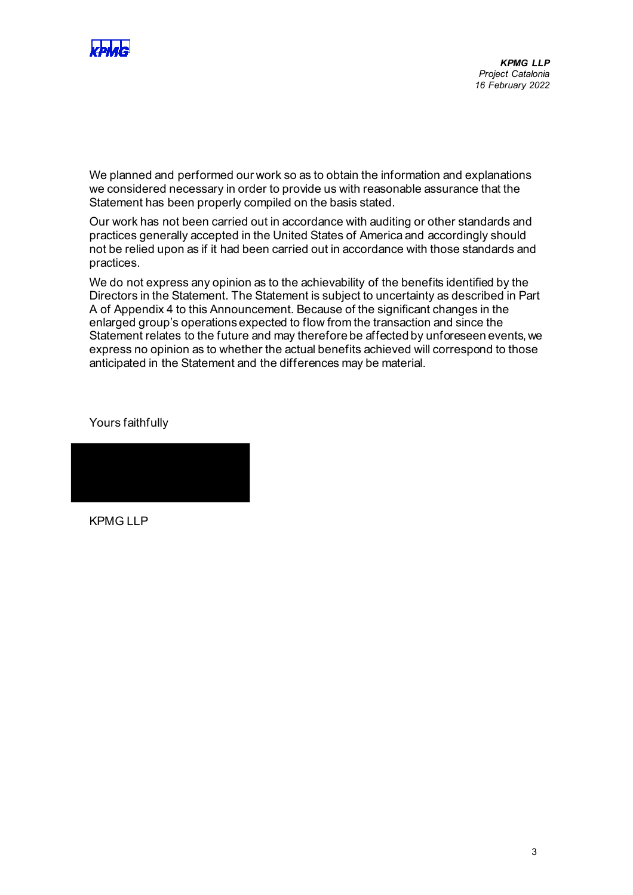We planned and performed our work so as to obtain the information and explanations we considered necessary in order to provide us with reasonable assurance that the Statement has been properly compiled on the basis stated.

Our work has not been carried out in accordance with auditing or other standards and practices generally accepted in the United States of America and accordingly should not be relied upon as if it had been carried out in accordance with those standards and practices.

We do not express any opinion as to the achievability of the benefits identified by the Directors in the Statement. The Statement is subject to uncertainty as described in Part A of Appendix 4 to this Announcement. Because of the significant changes in the enlarged group's operations expected to flow from the transaction and since the Statement relates to the future and may therefore be affected by unforeseen events, we express no opinion as to whether the actual benefits achieved will correspond to those anticipated in the Statement and the differences may be material.

Yours faithfully

KPMG LLP